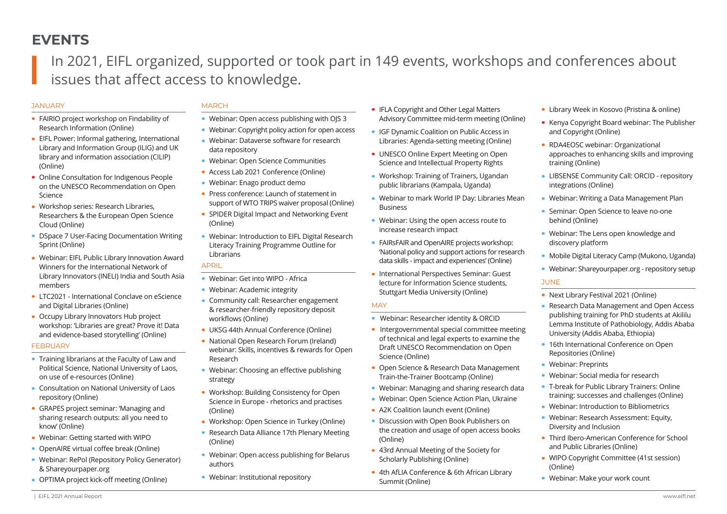# EVENTS

In 2021, EIFL organized, supported or took part in 149 events, workshops and conferences about issues that affect access to knowledge.

### JANUARY

- FAIRIO project workshop on Findability of Research Information (Online)
- EIFL Power: Informal gathering, International Library and Information Group (ILIG) and UK library and information association (CILIP) (Online)
- Online Consultation for Indigenous People on the UNESCO Recommendation on Open Science
- Workshop series: Research Libraries, Researchers & the European Open Science Cloud (Online)
- DSpace 7 User-Facing Documentation Writing Sprint (Online)
- Webinar: EIFL Public Library Innovation Award Winners for the International Network of Library Innovators (INELI) India and South Asia members
- LTC2021 - International Conclave on eScience and Digital Libraries (Online)
- Occupy Library Innovators Hub project workshop: 'Libraries are great? Prove it! Data and evidence-based storytelling' (Online)

### FEBRUARY

- Training librarians at the Faculty of Law and Political Science, National University of Laos, on use of e-resources (Online)
- Consultation on National University of Laos repository (Online)
- GRAPES project seminar: 'Managing and sharing research outputs: all you need to know' (Online)
- Webinar: Getting started with WIPO
- OpenAIRE virtual coffee break (Online)
- Webinar: RePol (Repository Policy Generator) & Shareyourpaper.org
- OPTIMA project kick-off meeting (Online)

### MARCH

- Webinar: Open access publishing with OJS 3
- Webinar: Copyright policy action for open access
- Webinar: Dataverse software for research data repository
- Webinar: Open Science Communities
- Access Lab 2021 Conference (Online)
- Webinar: Enago product demo
- Press conference: Launch of statement in support of WTO TRIPS waiver proposal (Online)
- SPIDER Digital Impact and Networking Event (Online)
- Webinar: Introduction to EIFL Digital Research Literacy Training Programme Outline for Librarians

### APRIL

- Webinar: Get into WIPO - Africa
- Webinar: Academic integrity
- Community call: Researcher engagement & researcher-friendly repository deposit workflows (Online)
- UKSG 44th Annual Conference (Online)
- National Open Research Forum (Ireland) webinar: Skills, incentives & rewards for Open Research
- Webinar: Choosing an effective publishing strategy
- Workshop: Building Consistency for Open Science in Europe - rhetorics and practises (Online)
- Workshop: Open Science in Turkey (Online)
- Research Data Alliance 17th Plenary Meeting (Online)
- Webinar: Open access publishing for Belarus authors
- Webinar: Institutional repository
- IFLA Copyright and Other Legal Matters Advisory Committee mid-term meeting (Online)
- IGF Dynamic Coalition on Public Access in Libraries: Agenda-setting meeting (Online)
- UNESCO Online Expert Meeting on Open Science and Intellectual Property Rights
- Workshop: Training of Trainers, Ugandan public librarians (Kampala, Uganda)
- Webinar to mark World IP Day: Libraries Mean Business
- Webinar: Using the open access route to increase research impact
- FAIRsFAIR and OpenAIRE projects workshop: 'National policy and support actions for research data skills - impact and experiences' (Online)
- International Perspectives Seminar: Guest lecture for Information Science students, Stuttgart Media University (Online)

### MAY

- Webinar: Researcher identity & ORCID
- Intergovernmental special committee meeting of technical and legal experts to examine the Draft UNESCO Recommendation on Open Science (Online)
- Open Science & Research Data Management Train-the-Trainer Bootcamp (Online)
- Webinar: Managing and sharing research data
- Webinar: Open Science Action Plan, Ukraine
- A2K Coalition launch event (Online)
- Discussion with Open Book Publishers on the creation and usage of open access books (Online)
- 43rd Annual Meeting of the Society for Scholarly Publishing (Online)
- 4th AfLIA Conference & 6th African Library Summit (Online)
- Library Week in Kosovo (Pristina & online)
- Kenya Copyright Board webinar: The Publisher and Copyright (Online)
- RDA4EOSC webinar: Organizational approaches to enhancing skills and improving training (Online)
- LIBSENSE Community Call: ORCID - repository integrations (Online)
- Webinar: Writing a Data Management Plan
- Seminar: Open Science to leave no-one behind (Online)
- Webinar: The Lens open knowledge and discovery platform
- Mobile Digital Literacy Camp (Mukono, Uganda)
- Webinar: Shareyourpaper.org - repository setup

### JUNE

- Next Library Festival 2021 (Online)
- Research Data Management and Open Access publishing training for PhD students at Akililu Lemma Institute of Pathobiology, Addis Ababa University (Addis Ababa, Ethiopia)
- 16th International Conference on Open Repositories (Online)
- Webinar: Preprints
- Webinar: Social media for research
- T-break for Public Library Trainers: Online training: successes and challenges (Online)
- Webinar: Introduction to Bibliometrics
- Webinar: Research Assessment: Equity, Diversity and Inclusion
- Third Ibero-American Conference for School and Public Libraries (Online)
- WIPO Copyright Committee (41st session) (Online)
- Webinar: Make your work count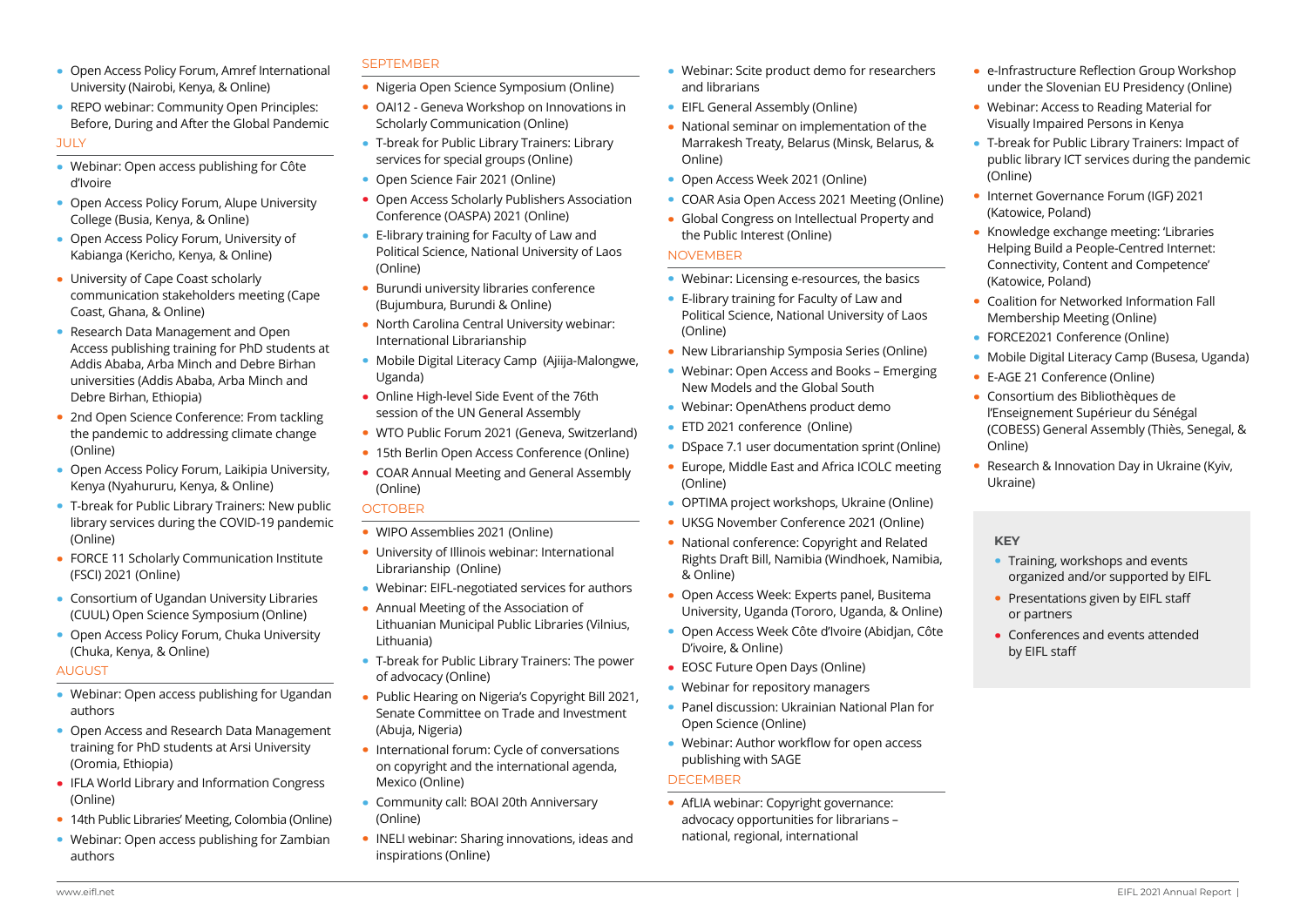- Open Access Policy Forum, Amref International University (Nairobi, Kenya, & Online)
- REPO webinar: Community Open Principles: Before, During and After the Global Pandemic

## JULY

- Webinar: Open access publishing for Côte d'Ivoire
- Open Access Policy Forum, Alupe University College (Busia, Kenya, & Online)
- Open Access Policy Forum, University of Kabianga (Kericho, Kenya, & Online)
- University of Cape Coast scholarly communication stakeholders meeting (Cape Coast, Ghana, & Online)
- Research Data Management and Open Access publishing training for PhD students at Addis Ababa, Arba Minch and Debre Birhan universities (Addis Ababa, Arba Minch and Debre Birhan, Ethiopia)
- 2nd Open Science Conference: From tackling the pandemic to addressing climate change (Online)
- Open Access Policy Forum, Laikipia University, Kenya (Nyahururu, Kenya, & Online)
- T-break for Public Library Trainers: New public library services during the COVID-19 pandemic (Online)
- FORCE 11 Scholarly Communication Institute (FSCI) 2021 (Online)
- Consortium of Ugandan University Libraries (CUUL) Open Science Symposium (Online)
- Open Access Policy Forum, Chuka University (Chuka, Kenya, & Online)

## AUGUST

- Webinar: Open access publishing for Ugandan authors
- Open Access and Research Data Management training for PhD students at Arsi University (Oromia, Ethiopia)
- IFLA World Library and Information Congress (Online)
- 14th Public Libraries' Meeting, Colombia (Online)
- Webinar: Open access publishing for Zambian authors

## SEPTEMBER

- Nigeria Open Science Symposium (Online)
- OAI12 - Geneva Workshop on Innovations in Scholarly Communication (Online)
- T-break for Public Library Trainers: Library services for special groups (Online)
- Open Science Fair 2021 (Online)
- Open Access Scholarly Publishers Association Conference (OASPA) 2021 (Online)
- E-library training for Faculty of Law and Political Science, National University of Laos (Online)
- Burundi university libraries conference (Bujumbura, Burundi & Online)
- North Carolina Central University webinar: International Librarianship
- Mobile Digital Literacy Camp (Ajiija-Malongwe, Uganda)
- Online High-level Side Event of the 76th session of the UN General Assembly
- WTO Public Forum 2021 (Geneva, Switzerland)
- 15th Berlin Open Access Conference (Online)
- COAR Annual Meeting and General Assembly (Online)

## OCTOBER

- WIPO Assemblies 2021 (Online)
- University of Illinois webinar: International Librarianship (Online)
- Webinar: EIFL-negotiated services for authors
- Annual Meeting of the Association of Lithuanian Municipal Public Libraries (Vilnius, Lithuania)
- T-break for Public Library Trainers: The power of advocacy (Online)
- Public Hearing on Nigeria's Copyright Bill 2021, Senate Committee on Trade and Investment (Abuja, Nigeria)
- International forum: Cycle of conversations on copyright and the international agenda, Mexico (Online)
- Community call: BOAI 20th Anniversary (Online)
- INELI webinar: Sharing innovations, ideas and inspirations (Online)
- Webinar: Scite product demo for researchers and librarians
- EIFL General Assembly (Online)
- National seminar on implementation of the Marrakesh Treaty, Belarus (Minsk, Belarus, & Online)
- Open Access Week 2021 (Online)
- COAR Asia Open Access 2021 Meeting (Online)
- Global Congress on Intellectual Property and the Public Interest (Online)

## NOVEMBER

- Webinar: Licensing e-resources, the basics
- E-library training for Faculty of Law and Political Science, National University of Laos (Online)
- New Librarianship Symposia Series (Online)
- Webinar: Open Access and Books – Emerging New Models and the Global South
- Webinar: OpenAthens product demo
- ETD 2021 conference (Online)
- DSpace 7.1 user documentation sprint (Online)
- Europe, Middle East and Africa ICOLC meeting (Online)
- OPTIMA project workshops, Ukraine (Online)
- UKSG November Conference 2021 (Online)
- National conference: Copyright and Related Rights Draft Bill, Namibia (Windhoek, Namibia, & Online)
- Open Access Week: Experts panel, Busitema University, Uganda (Tororo, Uganda, & Online)
- Open Access Week Côte d'Ivoire (Abidjan, Côte D'ivoire, & Online)
- EOSC Future Open Days (Online)
- Webinar for repository managers
- Panel discussion: Ukrainian National Plan for Open Science (Online)
- Webinar: Author workflow for open access publishing with SAGE

## DECEMBER

- AfLIA webinar: Copyright governance: advocacy opportunities for librarians – national, regional, international
- e-Infrastructure Reflection Group Workshop under the Slovenian EU Presidency (Online)
- Webinar: Access to Reading Material for Visually Impaired Persons in Kenya
- T-break for Public Library Trainers: Impact of public library ICT services during the pandemic (Online)
- Internet Governance Forum (IGF) 2021 (Katowice, Poland)
- Knowledge exchange meeting: 'Libraries Helping Build a People-Centred Internet: Connectivity, Content and Competence' (Katowice, Poland)
- Coalition for Networked Information Fall Membership Meeting (Online)
- FORCE2021 Conference (Online)
- Mobile Digital Literacy Camp (Busesa, Uganda)
- E-AGE 21 Conference (Online)
- Consortium des Bibliothèques de l'Enseignement Supérieur du Sénégal (COBESS) General Assembly (Thiès, Senegal, & Online)
- Research & Innovation Day in Ukraine (Kyiv, Ukraine)

**KEY**

- Training, workshops and events organized and/or supported by EIFL
- Presentations given by EIFL staff or partners
- Conferences and events attended by EIFL staff